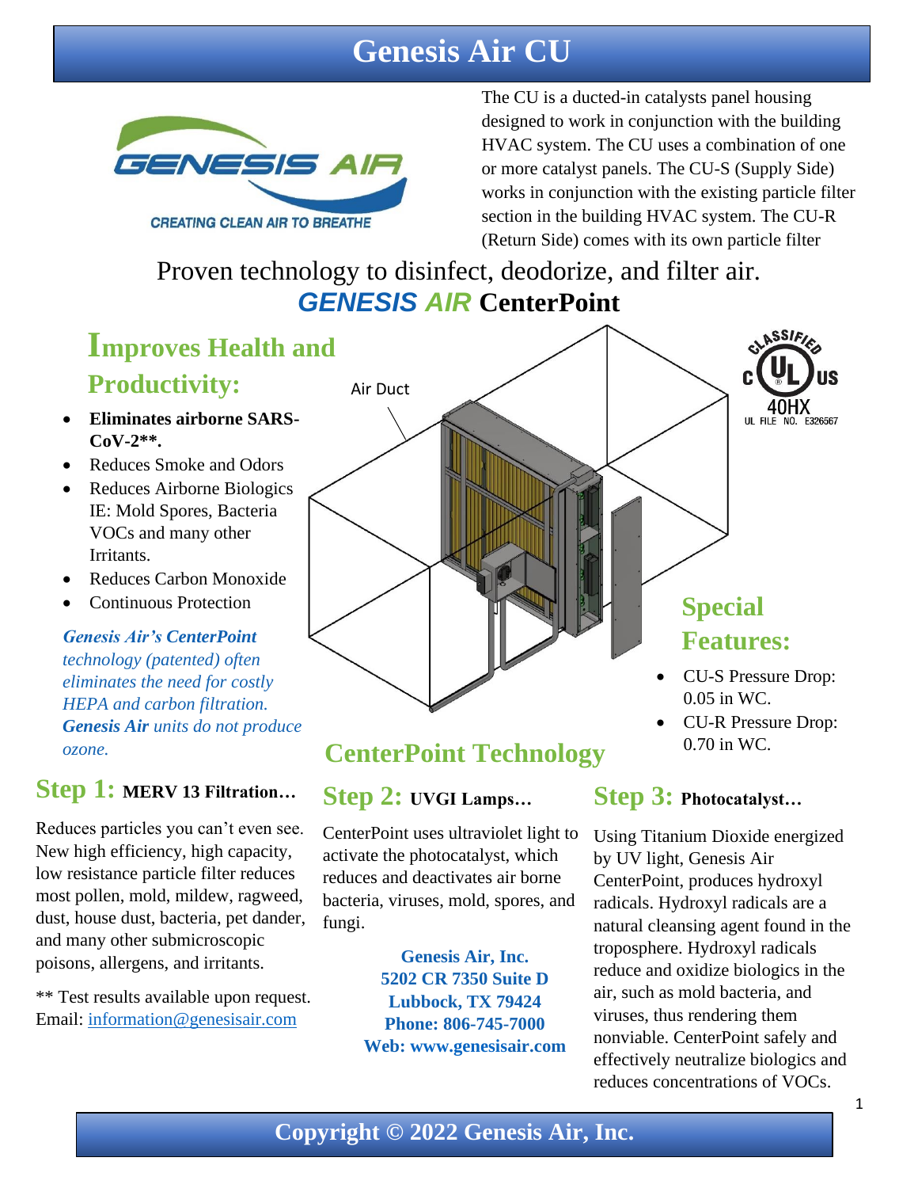# Genesis Air CU

GENESIS AIR

CREATING CLEAN AIR TO BREATHE

The CU is a ducted-in catalysts panel housing designed to work in conjunction with the building HVAC system. The CU uses a combination of one or more catalyst panels. The CU-S (Supply Side) works in conjunction with the existing particle filter section in the building HVAC system. The CU-R (Return Side) comes with its own particle filter

Proven technology to disinfect, deodorize, and filter air.

***GENESIS AIR*** **CenterPoint**

## Improves Health and Productivity:

- **Eliminates airborne SARS-CoV-2\*\*.**
- Reduces Smoke and Odors
- Reduces Airborne Biologics IE: Mold Spores, Bacteria VOCs and many other Irritants.
- Reduces Carbon Monoxide
- Continuous Protection

***Genesis Air's CenterPoint*** *technology (patented) often eliminates the need for costly HEPA and carbon filtration.* ***Genesis Air*** *units do not produce ozone.*

Air Duct

CLASSIFIED c UL US 40HX UL FILE NO. E326567

## Special Features:

- CU-S Pressure Drop: 0.05 in WC.
- CU-R Pressure Drop: 0.70 in WC.

## CenterPoint Technology

### Step 1: MERV 13 Filtration…

Reduces particles you can't even see. New high efficiency, high capacity, low resistance particle filter reduces most pollen, mold, mildew, ragweed, dust, house dust, bacteria, pet dander, and many other submicroscopic poisons, allergens, and irritants.

\*\* Test results available upon request. Email: information@genesisair.com

### Step 2: UVGI Lamps…

CenterPoint uses ultraviolet light to activate the photocatalyst, which reduces and deactivates air borne bacteria, viruses, mold, spores, and fungi.

**Genesis Air, Inc.**
**5202 CR 7350 Suite D**
**Lubbock, TX 79424**
**Phone: 806-745-7000**
**Web: www.genesisair.com**

### Step 3: Photocatalyst…

Using Titanium Dioxide energized by UV light, Genesis Air CenterPoint, produces hydroxyl radicals. Hydroxyl radicals are a natural cleansing agent found in the troposphere. Hydroxyl radicals reduce and oxidize biologics in the air, such as mold bacteria, and viruses, thus rendering them nonviable. CenterPoint safely and effectively neutralize biologics and reduces concentrations of VOCs.

**Copyright © 2022 Genesis Air, Inc.**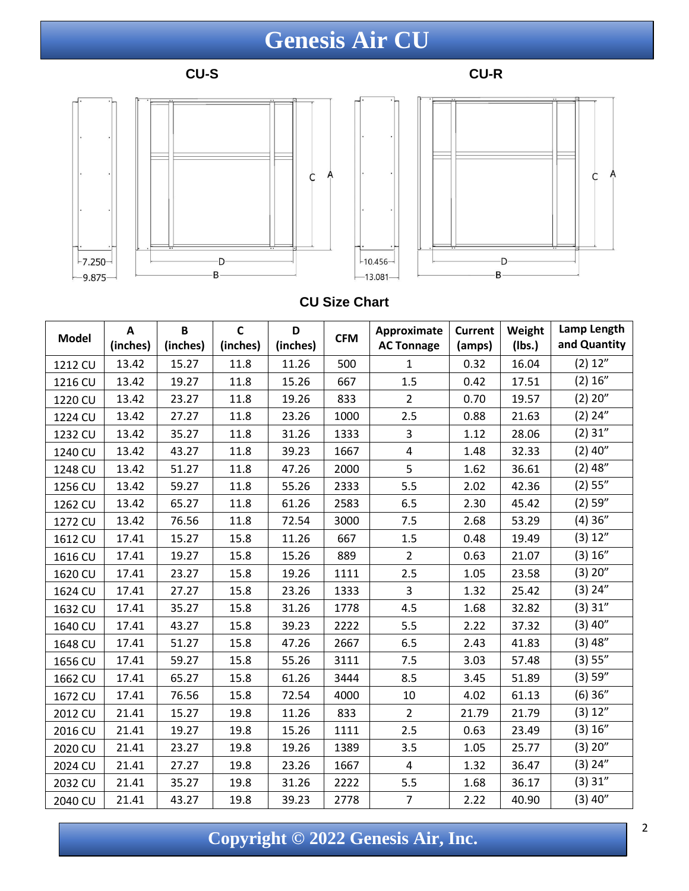# Genesis Air CU

CU-S

7.250
9.875
D
B
C
A

CU-R

10.456
13.081
D
B
C
A

## CU Size Chart

| Model | A (inches) | B (inches) | C (inches) | D (inches) | CFM | Approximate AC Tonnage | Current (amps) | Weight (lbs.) | Lamp Length and Quantity |
|---|---|---|---|---|---|---|---|---|---|
| 1212 CU | 13.42 | 15.27 | 11.8 | 11.26 | 500 | 1 | 0.32 | 16.04 | (2) 12″ |
| 1216 CU | 13.42 | 19.27 | 11.8 | 15.26 | 667 | 1.5 | 0.42 | 17.51 | (2) 16″ |
| 1220 CU | 13.42 | 23.27 | 11.8 | 19.26 | 833 | 2 | 0.70 | 19.57 | (2) 20″ |
| 1224 CU | 13.42 | 27.27 | 11.8 | 23.26 | 1000 | 2.5 | 0.88 | 21.63 | (2) 24″ |
| 1232 CU | 13.42 | 35.27 | 11.8 | 31.26 | 1333 | 3 | 1.12 | 28.06 | (2) 31″ |
| 1240 CU | 13.42 | 43.27 | 11.8 | 39.23 | 1667 | 4 | 1.48 | 32.33 | (2) 40″ |
| 1248 CU | 13.42 | 51.27 | 11.8 | 47.26 | 2000 | 5 | 1.62 | 36.61 | (2) 48″ |
| 1256 CU | 13.42 | 59.27 | 11.8 | 55.26 | 2333 | 5.5 | 2.02 | 42.36 | (2) 55″ |
| 1262 CU | 13.42 | 65.27 | 11.8 | 61.26 | 2583 | 6.5 | 2.30 | 45.42 | (2) 59″ |
| 1272 CU | 13.42 | 76.56 | 11.8 | 72.54 | 3000 | 7.5 | 2.68 | 53.29 | (4) 36″ |
| 1612 CU | 17.41 | 15.27 | 15.8 | 11.26 | 667 | 1.5 | 0.48 | 19.49 | (3) 12″ |
| 1616 CU | 17.41 | 19.27 | 15.8 | 15.26 | 889 | 2 | 0.63 | 21.07 | (3) 16″ |
| 1620 CU | 17.41 | 23.27 | 15.8 | 19.26 | 1111 | 2.5 | 1.05 | 23.58 | (3) 20″ |
| 1624 CU | 17.41 | 27.27 | 15.8 | 23.26 | 1333 | 3 | 1.32 | 25.42 | (3) 24″ |
| 1632 CU | 17.41 | 35.27 | 15.8 | 31.26 | 1778 | 4.5 | 1.68 | 32.82 | (3) 31″ |
| 1640 CU | 17.41 | 43.27 | 15.8 | 39.23 | 2222 | 5.5 | 2.22 | 37.32 | (3) 40″ |
| 1648 CU | 17.41 | 51.27 | 15.8 | 47.26 | 2667 | 6.5 | 2.43 | 41.83 | (3) 48″ |
| 1656 CU | 17.41 | 59.27 | 15.8 | 55.26 | 3111 | 7.5 | 3.03 | 57.48 | (3) 55″ |
| 1662 CU | 17.41 | 65.27 | 15.8 | 61.26 | 3444 | 8.5 | 3.45 | 51.89 | (3) 59″ |
| 1672 CU | 17.41 | 76.56 | 15.8 | 72.54 | 4000 | 10 | 4.02 | 61.13 | (6) 36″ |
| 2012 CU | 21.41 | 15.27 | 19.8 | 11.26 | 833 | 2 | 21.79 | 21.79 | (3) 12″ |
| 2016 CU | 21.41 | 19.27 | 19.8 | 15.26 | 1111 | 2.5 | 0.63 | 23.49 | (3) 16″ |
| 2020 CU | 21.41 | 23.27 | 19.8 | 19.26 | 1389 | 3.5 | 1.05 | 25.77 | (3) 20″ |
| 2024 CU | 21.41 | 27.27 | 19.8 | 23.26 | 1667 | 4 | 1.32 | 36.47 | (3) 24″ |
| 2032 CU | 21.41 | 35.27 | 19.8 | 31.26 | 2222 | 5.5 | 1.68 | 36.17 | (3) 31″ |
| 2040 CU | 21.41 | 43.27 | 19.8 | 39.23 | 2778 | 7 | 2.22 | 40.90 | (3) 40″ |

Copyright © 2022 Genesis Air, Inc.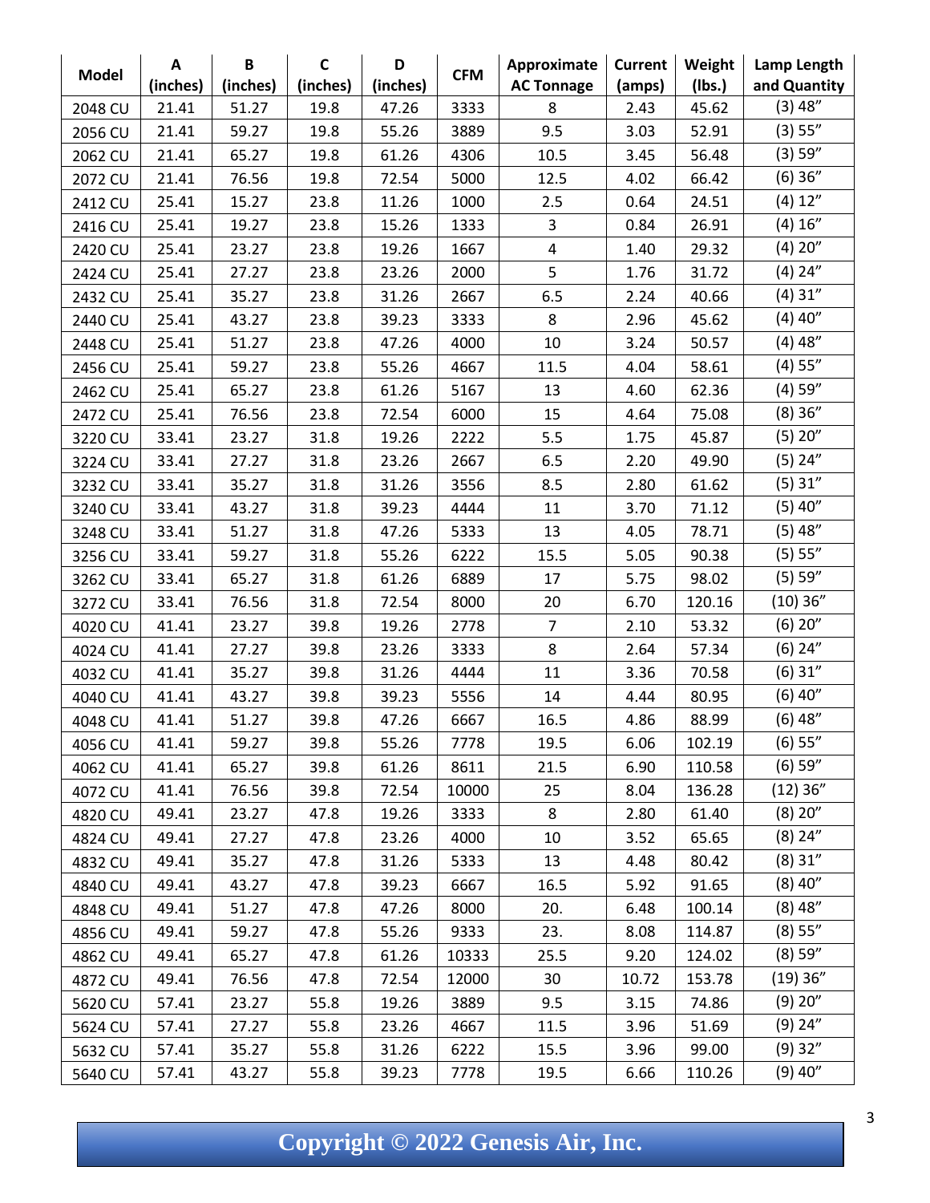| Model | A (inches) | B (inches) | C (inches) | D (inches) | CFM | Approximate AC Tonnage | Current (amps) | Weight (lbs.) | Lamp Length and Quantity |
|---|---|---|---|---|---|---|---|---|---|
| 2048 CU | 21.41 | 51.27 | 19.8 | 47.26 | 3333 | 8 | 2.43 | 45.62 | (3) 48″ |
| 2056 CU | 21.41 | 59.27 | 19.8 | 55.26 | 3889 | 9.5 | 3.03 | 52.91 | (3) 55″ |
| 2062 CU | 21.41 | 65.27 | 19.8 | 61.26 | 4306 | 10.5 | 3.45 | 56.48 | (3) 59″ |
| 2072 CU | 21.41 | 76.56 | 19.8 | 72.54 | 5000 | 12.5 | 4.02 | 66.42 | (6) 36″ |
| 2412 CU | 25.41 | 15.27 | 23.8 | 11.26 | 1000 | 2.5 | 0.64 | 24.51 | (4) 12″ |
| 2416 CU | 25.41 | 19.27 | 23.8 | 15.26 | 1333 | 3 | 0.84 | 26.91 | (4) 16″ |
| 2420 CU | 25.41 | 23.27 | 23.8 | 19.26 | 1667 | 4 | 1.40 | 29.32 | (4) 20″ |
| 2424 CU | 25.41 | 27.27 | 23.8 | 23.26 | 2000 | 5 | 1.76 | 31.72 | (4) 24″ |
| 2432 CU | 25.41 | 35.27 | 23.8 | 31.26 | 2667 | 6.5 | 2.24 | 40.66 | (4) 31″ |
| 2440 CU | 25.41 | 43.27 | 23.8 | 39.23 | 3333 | 8 | 2.96 | 45.62 | (4) 40″ |
| 2448 CU | 25.41 | 51.27 | 23.8 | 47.26 | 4000 | 10 | 3.24 | 50.57 | (4) 48″ |
| 2456 CU | 25.41 | 59.27 | 23.8 | 55.26 | 4667 | 11.5 | 4.04 | 58.61 | (4) 55″ |
| 2462 CU | 25.41 | 65.27 | 23.8 | 61.26 | 5167 | 13 | 4.60 | 62.36 | (4) 59″ |
| 2472 CU | 25.41 | 76.56 | 23.8 | 72.54 | 6000 | 15 | 4.64 | 75.08 | (8) 36″ |
| 3220 CU | 33.41 | 23.27 | 31.8 | 19.26 | 2222 | 5.5 | 1.75 | 45.87 | (5) 20″ |
| 3224 CU | 33.41 | 27.27 | 31.8 | 23.26 | 2667 | 6.5 | 2.20 | 49.90 | (5) 24″ |
| 3232 CU | 33.41 | 35.27 | 31.8 | 31.26 | 3556 | 8.5 | 2.80 | 61.62 | (5) 31″ |
| 3240 CU | 33.41 | 43.27 | 31.8 | 39.23 | 4444 | 11 | 3.70 | 71.12 | (5) 40″ |
| 3248 CU | 33.41 | 51.27 | 31.8 | 47.26 | 5333 | 13 | 4.05 | 78.71 | (5) 48″ |
| 3256 CU | 33.41 | 59.27 | 31.8 | 55.26 | 6222 | 15.5 | 5.05 | 90.38 | (5) 55″ |
| 3262 CU | 33.41 | 65.27 | 31.8 | 61.26 | 6889 | 17 | 5.75 | 98.02 | (5) 59″ |
| 3272 CU | 33.41 | 76.56 | 31.8 | 72.54 | 8000 | 20 | 6.70 | 120.16 | (10) 36″ |
| 4020 CU | 41.41 | 23.27 | 39.8 | 19.26 | 2778 | 7 | 2.10 | 53.32 | (6) 20″ |
| 4024 CU | 41.41 | 27.27 | 39.8 | 23.26 | 3333 | 8 | 2.64 | 57.34 | (6) 24″ |
| 4032 CU | 41.41 | 35.27 | 39.8 | 31.26 | 4444 | 11 | 3.36 | 70.58 | (6) 31″ |
| 4040 CU | 41.41 | 43.27 | 39.8 | 39.23 | 5556 | 14 | 4.44 | 80.95 | (6) 40″ |
| 4048 CU | 41.41 | 51.27 | 39.8 | 47.26 | 6667 | 16.5 | 4.86 | 88.99 | (6) 48″ |
| 4056 CU | 41.41 | 59.27 | 39.8 | 55.26 | 7778 | 19.5 | 6.06 | 102.19 | (6) 55″ |
| 4062 CU | 41.41 | 65.27 | 39.8 | 61.26 | 8611 | 21.5 | 6.90 | 110.58 | (6) 59″ |
| 4072 CU | 41.41 | 76.56 | 39.8 | 72.54 | 10000 | 25 | 8.04 | 136.28 | (12) 36″ |
| 4820 CU | 49.41 | 23.27 | 47.8 | 19.26 | 3333 | 8 | 2.80 | 61.40 | (8) 20″ |
| 4824 CU | 49.41 | 27.27 | 47.8 | 23.26 | 4000 | 10 | 3.52 | 65.65 | (8) 24″ |
| 4832 CU | 49.41 | 35.27 | 47.8 | 31.26 | 5333 | 13 | 4.48 | 80.42 | (8) 31″ |
| 4840 CU | 49.41 | 43.27 | 47.8 | 39.23 | 6667 | 16.5 | 5.92 | 91.65 | (8) 40″ |
| 4848 CU | 49.41 | 51.27 | 47.8 | 47.26 | 8000 | 20. | 6.48 | 100.14 | (8) 48″ |
| 4856 CU | 49.41 | 59.27 | 47.8 | 55.26 | 9333 | 23. | 8.08 | 114.87 | (8) 55″ |
| 4862 CU | 49.41 | 65.27 | 47.8 | 61.26 | 10333 | 25.5 | 9.20 | 124.02 | (8) 59″ |
| 4872 CU | 49.41 | 76.56 | 47.8 | 72.54 | 12000 | 30 | 10.72 | 153.78 | (19) 36″ |
| 5620 CU | 57.41 | 23.27 | 55.8 | 19.26 | 3889 | 9.5 | 3.15 | 74.86 | (9) 20″ |
| 5624 CU | 57.41 | 27.27 | 55.8 | 23.26 | 4667 | 11.5 | 3.96 | 51.69 | (9) 24″ |
| 5632 CU | 57.41 | 35.27 | 55.8 | 31.26 | 6222 | 15.5 | 3.96 | 99.00 | (9) 32″ |
| 5640 CU | 57.41 | 43.27 | 55.8 | 39.23 | 7778 | 19.5 | 6.66 | 110.26 | (9) 40″ |

Copyright © 2022 Genesis Air, Inc.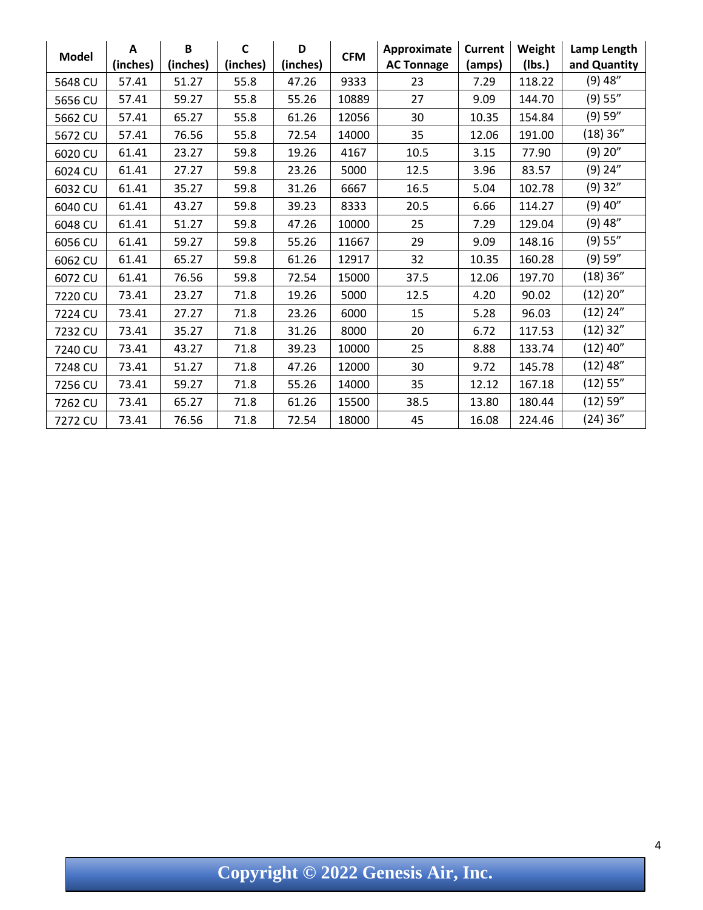| Model | A (inches) | B (inches) | C (inches) | D (inches) | CFM | Approximate AC Tonnage | Current (amps) | Weight (lbs.) | Lamp Length and Quantity |
|---|---|---|---|---|---|---|---|---|---|
| 5648 CU | 57.41 | 51.27 | 55.8 | 47.26 | 9333 | 23 | 7.29 | 118.22 | (9) 48″ |
| 5656 CU | 57.41 | 59.27 | 55.8 | 55.26 | 10889 | 27 | 9.09 | 144.70 | (9) 55″ |
| 5662 CU | 57.41 | 65.27 | 55.8 | 61.26 | 12056 | 30 | 10.35 | 154.84 | (9) 59″ |
| 5672 CU | 57.41 | 76.56 | 55.8 | 72.54 | 14000 | 35 | 12.06 | 191.00 | (18) 36″ |
| 6020 CU | 61.41 | 23.27 | 59.8 | 19.26 | 4167 | 10.5 | 3.15 | 77.90 | (9) 20″ |
| 6024 CU | 61.41 | 27.27 | 59.8 | 23.26 | 5000 | 12.5 | 3.96 | 83.57 | (9) 24″ |
| 6032 CU | 61.41 | 35.27 | 59.8 | 31.26 | 6667 | 16.5 | 5.04 | 102.78 | (9) 32″ |
| 6040 CU | 61.41 | 43.27 | 59.8 | 39.23 | 8333 | 20.5 | 6.66 | 114.27 | (9) 40″ |
| 6048 CU | 61.41 | 51.27 | 59.8 | 47.26 | 10000 | 25 | 7.29 | 129.04 | (9) 48″ |
| 6056 CU | 61.41 | 59.27 | 59.8 | 55.26 | 11667 | 29 | 9.09 | 148.16 | (9) 55″ |
| 6062 CU | 61.41 | 65.27 | 59.8 | 61.26 | 12917 | 32 | 10.35 | 160.28 | (9) 59″ |
| 6072 CU | 61.41 | 76.56 | 59.8 | 72.54 | 15000 | 37.5 | 12.06 | 197.70 | (18) 36″ |
| 7220 CU | 73.41 | 23.27 | 71.8 | 19.26 | 5000 | 12.5 | 4.20 | 90.02 | (12) 20″ |
| 7224 CU | 73.41 | 27.27 | 71.8 | 23.26 | 6000 | 15 | 5.28 | 96.03 | (12) 24″ |
| 7232 CU | 73.41 | 35.27 | 71.8 | 31.26 | 8000 | 20 | 6.72 | 117.53 | (12) 32″ |
| 7240 CU | 73.41 | 43.27 | 71.8 | 39.23 | 10000 | 25 | 8.88 | 133.74 | (12) 40″ |
| 7248 CU | 73.41 | 51.27 | 71.8 | 47.26 | 12000 | 30 | 9.72 | 145.78 | (12) 48″ |
| 7256 CU | 73.41 | 59.27 | 71.8 | 55.26 | 14000 | 35 | 12.12 | 167.18 | (12) 55″ |
| 7262 CU | 73.41 | 65.27 | 71.8 | 61.26 | 15500 | 38.5 | 13.80 | 180.44 | (12) 59″ |
| 7272 CU | 73.41 | 76.56 | 71.8 | 72.54 | 18000 | 45 | 16.08 | 224.46 | (24) 36″ |